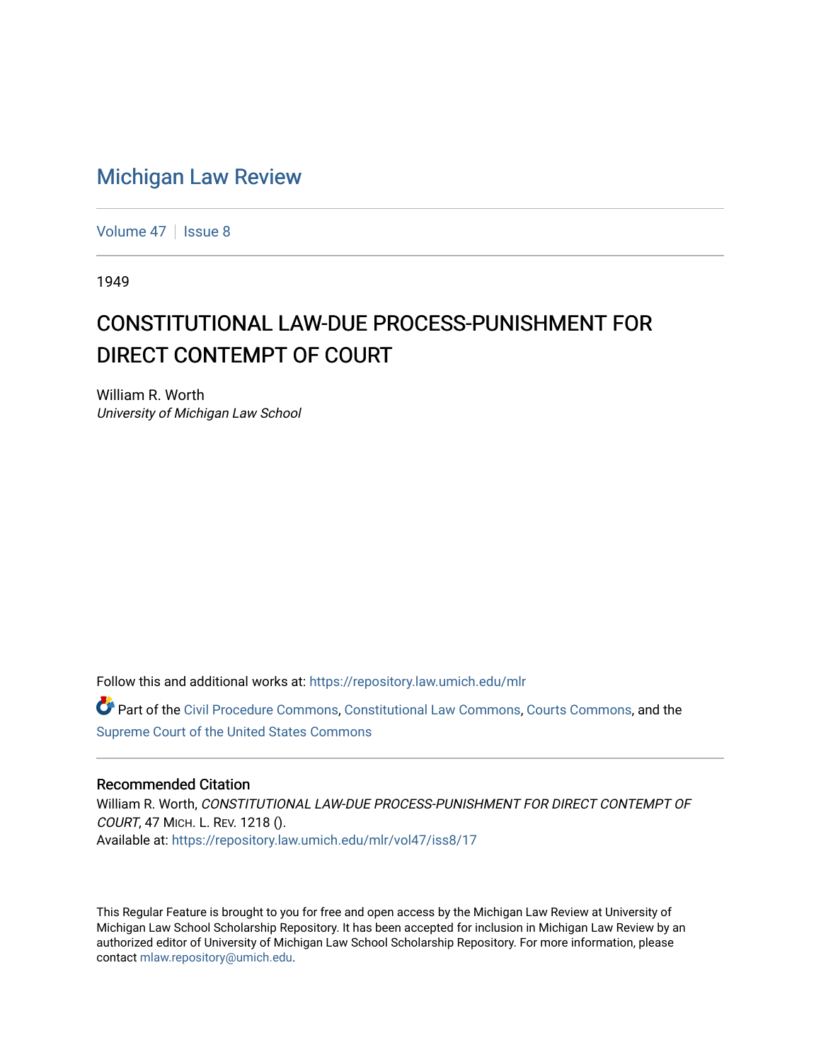# Michigan Law Review

Volume 47 | Issue 8

1949

## CONSTITUTIONAL LAW-DUE PROCESS-PUNISHMENT FOR DIRECT CONTEMPT OF COURT

William R. Worth
*University of Michigan Law School*

Follow this and additional works at: https://repository.law.umich.edu/mlr

Part of the Civil Procedure Commons, Constitutional Law Commons, Courts Commons, and the Supreme Court of the United States Commons

### Recommended Citation

William R. Worth, *CONSTITUTIONAL LAW-DUE PROCESS-PUNISHMENT FOR DIRECT CONTEMPT OF COURT*, 47 MICH. L. REV. 1218 ().
Available at: https://repository.law.umich.edu/mlr/vol47/iss8/17

This Regular Feature is brought to you for free and open access by the Michigan Law Review at University of Michigan Law School Scholarship Repository. It has been accepted for inclusion in Michigan Law Review by an authorized editor of University of Michigan Law School Scholarship Repository. For more information, please contact mlaw.repository@umich.edu.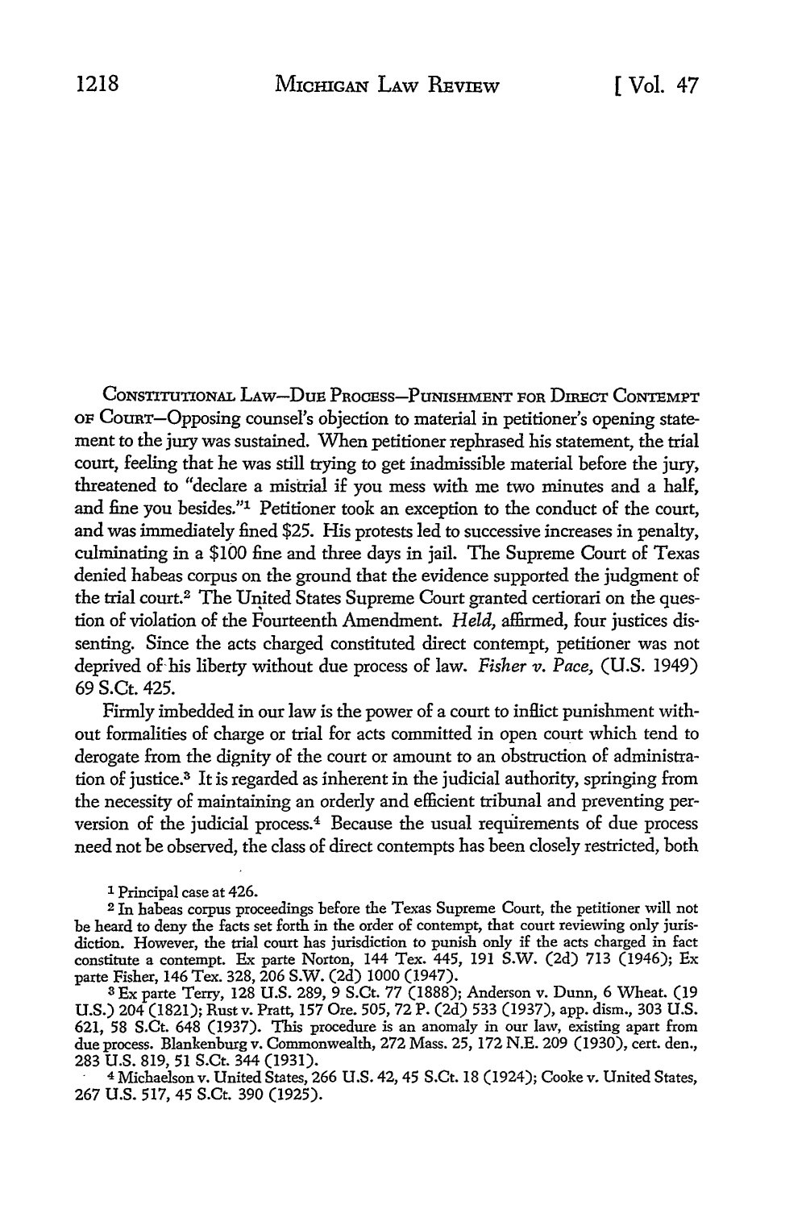CONSTITUTIONAL LAW—DUE PROCESS—PUNISHMENT FOR DIRECT CONTEMPT OF COURT—Opposing counsel's objection to material in petitioner's opening statement to the jury was sustained. When petitioner rephrased his statement, the trial court, feeling that he was still trying to get inadmissible material before the jury, threatened to "declare a mistrial if you mess with me two minutes and a half, and fine you besides."[1] Petitioner took an exception to the conduct of the court, and was immediately fined $25. His protests led to successive increases in penalty, culminating in a $100 fine and three days in jail. The Supreme Court of Texas denied habeas corpus on the ground that the evidence supported the judgment of the trial court.[2] The United States Supreme Court granted certiorari on the question of violation of the Fourteenth Amendment. *Held,* affirmed, four justices dissenting. Since the acts charged constituted direct contempt, petitioner was not deprived of his liberty without due process of law. *Fisher v. Pace,* (U.S. 1949) 69 S.Ct. 425.

Firmly imbedded in our law is the power of a court to inflict punishment without formalities of charge or trial for acts committed in open court which tend to derogate from the dignity of the court or amount to an obstruction of administration of justice.[3] It is regarded as inherent in the judicial authority, springing from the necessity of maintaining an orderly and efficient tribunal and preventing perversion of the judicial process.[4] Because the usual requirements of due process need not be observed, the class of direct contempts has been closely restricted, both

---

[1] Principal case at 426.

[2] In habeas corpus proceedings before the Texas Supreme Court, the petitioner will not be heard to deny the facts set forth in the order of contempt, that court reviewing only jurisdiction. However, the trial court has jurisdiction to punish only if the acts charged in fact constitute a contempt. Ex parte Norton, 144 Tex. 445, 191 S.W. (2d) 713 (1946); Ex parte Fisher, 146 Tex. 328, 206 S.W. (2d) 1000 (1947).

[3] Ex parte Terry, 128 U.S. 289, 9 S.Ct. 77 (1888); Anderson v. Dunn, 6 Wheat. (19 U.S.) 204 (1821); Rust v. Pratt, 157 Ore. 505, 72 P. (2d) 533 (1937), app. dism., 303 U.S. 621, 58 S.Ct. 648 (1937). This procedure is an anomaly in our law, existing apart from due process. Blankenburg v. Commonwealth, 272 Mass. 25, 172 N.E. 209 (1930), cert. den., 283 U.S. 819, 51 S.Ct. 344 (1931).

[4] Michaelson v. United States, 266 U.S. 42, 45 S.Ct. 18 (1924); Cooke v. United States, 267 U.S. 517, 45 S.Ct. 390 (1925).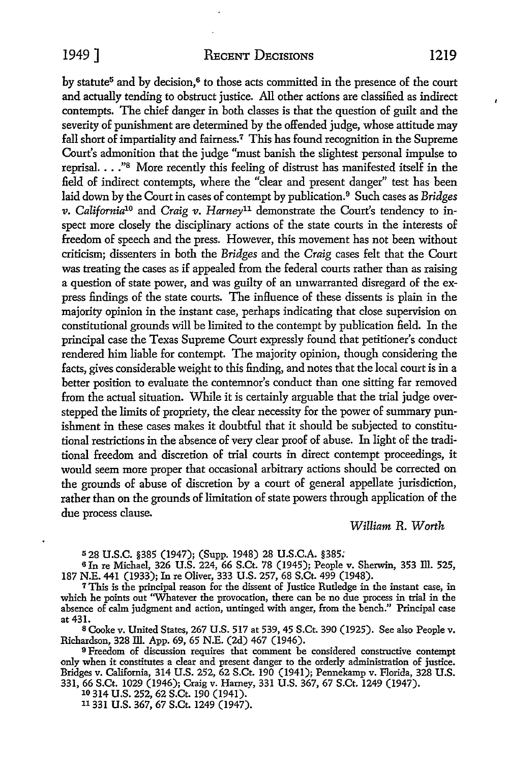by statute[5] and by decision,[6] to those acts committed in the presence of the court and actually tending to obstruct justice. All other actions are classified as indirect contempts. The chief danger in both classes is that the question of guilt and the severity of punishment are determined by the offended judge, whose attitude may fall short of impartiality and fairness.[7] This has found recognition in the Supreme Court's admonition that the judge "must banish the slightest personal impulse to reprisal. . . ."[8] More recently this feeling of distrust has manifested itself in the field of indirect contempts, where the "clear and present danger" test has been laid down by the Court in cases of contempt by publication.[9] Such cases as *Bridges v. California*[10] and *Craig v. Harney*[11] demonstrate the Court's tendency to inspect more closely the disciplinary actions of the state courts in the interests of freedom of speech and the press. However, this movement has not been without criticism; dissenters in both the *Bridges* and the *Craig* cases felt that the Court was treating the cases as if appealed from the federal courts rather than as raising a question of state power, and was guilty of an unwarranted disregard of the express findings of the state courts. The influence of these dissents is plain in the majority opinion in the instant case, perhaps indicating that close supervision on constitutional grounds will be limited to the contempt by publication field. In the principal case the Texas Supreme Court expressly found that petitioner's conduct rendered him liable for contempt. The majority opinion, though considering the facts, gives considerable weight to this finding, and notes that the local court is in a better position to evaluate the contemnor's conduct than one sitting far removed from the actual situation. While it is certainly arguable that the trial judge overstepped the limits of propriety, the clear necessity for the power of summary punishment in these cases makes it doubtful that it should be subjected to constitutional restrictions in the absence of very clear proof of abuse. In light of the traditional freedom and discretion of trial courts in direct contempt proceedings, it would seem more proper that occasional arbitrary actions should be corrected on the grounds of abuse of discretion by a court of general appellate jurisdiction, rather than on the grounds of limitation of state powers through application of the due process clause.

*William R. Worth*

---

[5] 28 U.S.C. §385 (1947); (Supp. 1948) 28 U.S.C.A. §385.

[6] In re Michael, 326 U.S. 224, 66 S.Ct. 78 (1945); People v. Sherwin, 353 Ill. 525, 187 N.E. 441 (1933); In re Oliver, 333 U.S. 257, 68 S.Ct. 499 (1948).

[7] This is the principal reason for the dissent of Justice Rutledge in the instant case, in which he points out "Whatever the provocation, there can be no due process in trial in the absence of calm judgment and action, untinged with anger, from the bench." Principal case at 431.

[8] Cooke v. United States, 267 U.S. 517 at 539, 45 S.Ct. 390 (1925). See also People v. Richardson, 328 Ill. App. 69, 65 N.E. (2d) 467 (1946).

[9] Freedom of discussion requires that comment be considered constructive contempt only when it constitutes a clear and present danger to the orderly administration of justice. Bridges v. California, 314 U.S. 252, 62 S.Ct. 190 (1941); Pennekamp v. Florida, 328 U.S. 331, 66 S.Ct. 1029 (1946); Craig v. Harney, 331 U.S. 367, 67 S.Ct. 1249 (1947).

[10] 314 U.S. 252, 62 S.Ct. 190 (1941).

[11] 331 U.S. 367, 67 S.Ct. 1249 (1947).